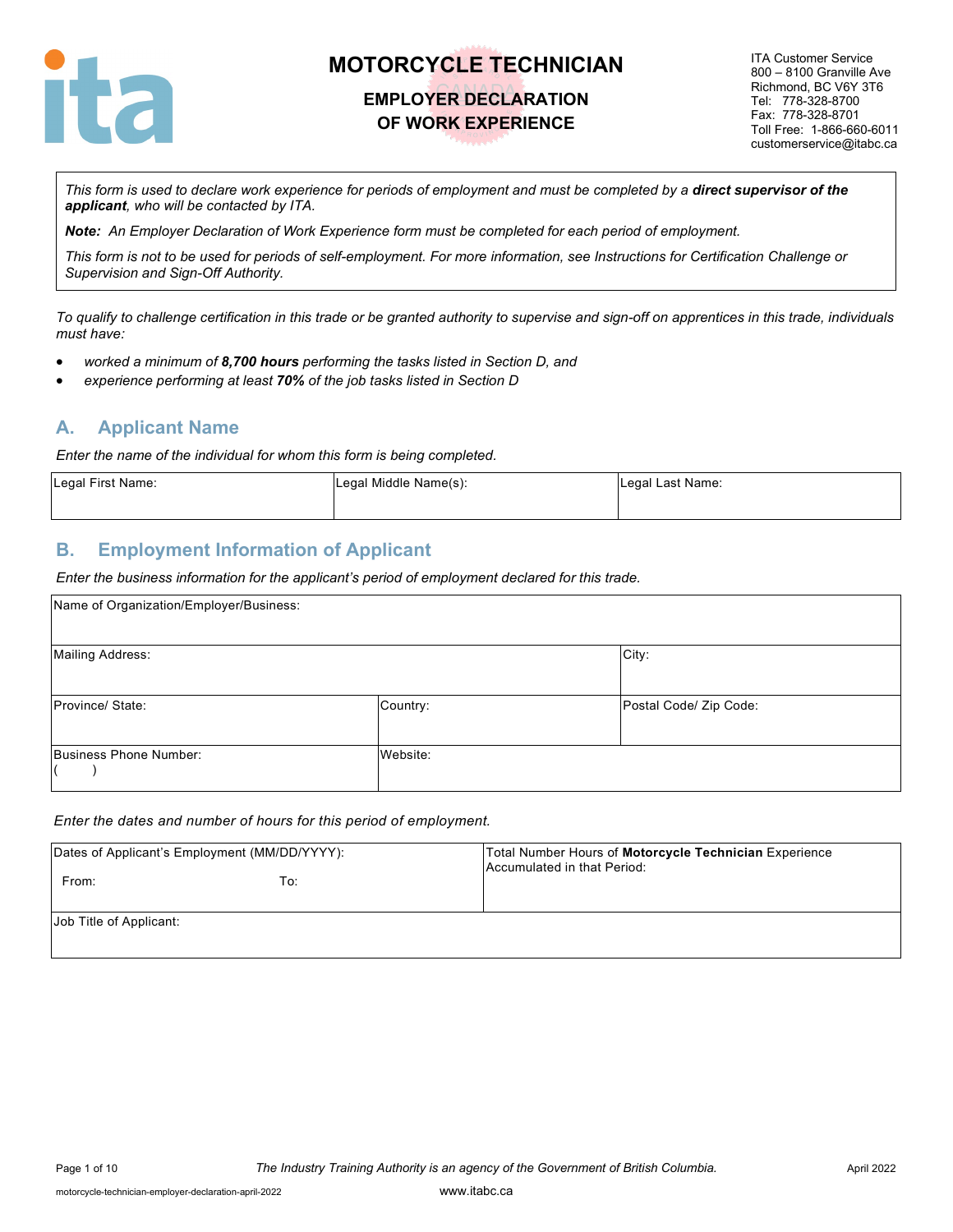# MOTORCYCLE TECHNICIAN

## EMPLOYER DECLARATION OF WORK EXPERIENCE

ITA Customer Service
800 – 8100 Granville Ave
Richmond, BC V6Y 3T6
Tel: 778-328-8700
Fax: 778-328-8701
Toll Free: 1-866-660-6011
customerservice@itabc.ca

*This form is used to declare work experience for periods of employment and must be completed by a **direct supervisor of the applicant**, who will be contacted by ITA.*

***Note:** An Employer Declaration of Work Experience form must be completed for each period of employment.*

*This form is not to be used for periods of self-employment. For more information, see Instructions for Certification Challenge or Supervision and Sign-Off Authority.*

*To qualify to challenge certification in this trade or be granted authority to supervise and sign-off on apprentices in this trade, individuals must have:*

- *worked a minimum of **8,700 hours** performing the tasks listed in Section D, and*
- *experience performing at least **70%** of the job tasks listed in Section D*

## A. Applicant Name

*Enter the name of the individual for whom this form is being completed.*

| Legal First Name: | Legal Middle Name(s): | Legal Last Name: |
|---|---|---|
| | | |

## B. Employment Information of Applicant

*Enter the business information for the applicant's period of employment declared for this trade.*

| Name of Organization/Employer/Business: | | |
|---|---|---|
| Mailing Address: | | City: |
| Province/ State: | Country: | Postal Code/ Zip Code: |
| Business Phone Number: ( ) | Website: | |

*Enter the dates and number of hours for this period of employment.*

| Dates of Applicant's Employment (MM/DD/YYYY): From: To: | Total Number Hours of **Motorcycle Technician** Experience Accumulated in that Period: |
|---|---|
| Job Title of Applicant: | |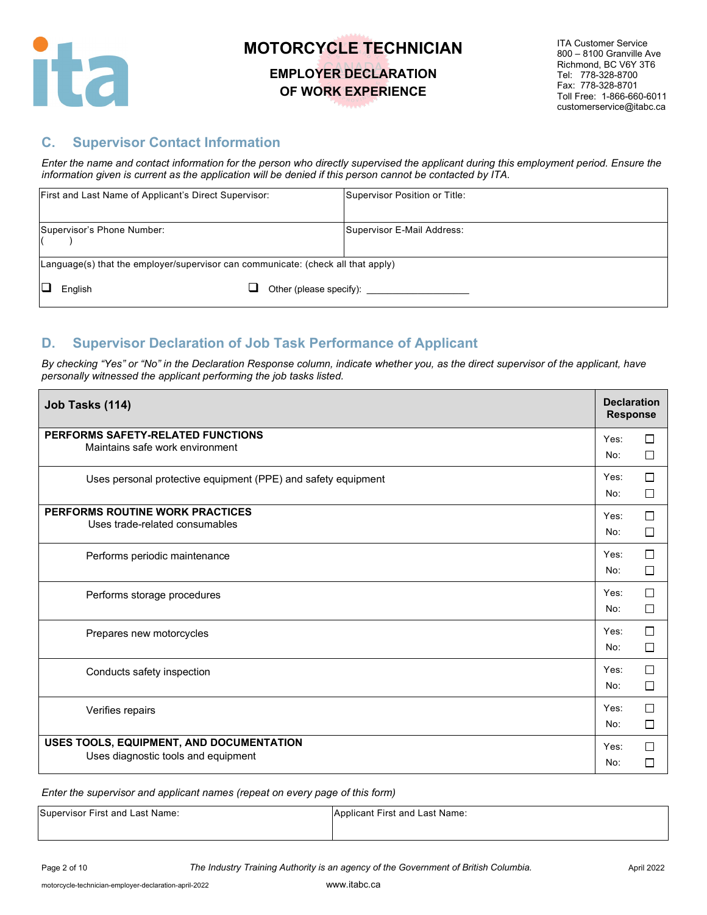# MOTORCYCLE TECHNICIAN

## EMPLOYER DECLARATION OF WORK EXPERIENCE

ITA Customer Service
800 – 8100 Granville Ave
Richmond, BC V6Y 3T6
Tel: 778-328-8700
Fax: 778-328-8701
Toll Free: 1-866-660-6011
customerservice@itabc.ca

## C. Supervisor Contact Information

*Enter the name and contact information for the person who directly supervised the applicant during this employment period. Ensure the information given is current as the application will be denied if this person cannot be contacted by ITA.*

| First and Last Name of Applicant's Direct Supervisor: | Supervisor Position or Title: |
|---|---|
| Supervisor's Phone Number: ( ) | Supervisor E-Mail Address: |
| Language(s) that the employer/supervisor can communicate: (check all that apply) ☐ English ☐ Other (please specify): ____________ | |

## D. Supervisor Declaration of Job Task Performance of Applicant

*By checking "Yes" or "No" in the Declaration Response column, indicate whether you, as the direct supervisor of the applicant, have personally witnessed the applicant performing the job tasks listed.*

| Job Tasks (114) | Declaration Response |
|---|---|
| **PERFORMS SAFETY-RELATED FUNCTIONS**<br>Maintains safe work environment | Yes: ☐<br>No: ☐ |
| Uses personal protective equipment (PPE) and safety equipment | Yes: ☐<br>No: ☐ |
| **PERFORMS ROUTINE WORK PRACTICES**<br>Uses trade-related consumables | Yes: ☐<br>No: ☐ |
| Performs periodic maintenance | Yes: ☐<br>No: ☐ |
| Performs storage procedures | Yes: ☐<br>No: ☐ |
| Prepares new motorcycles | Yes: ☐<br>No: ☐ |
| Conducts safety inspection | Yes: ☐<br>No: ☐ |
| Verifies repairs | Yes: ☐<br>No: ☐ |
| **USES TOOLS, EQUIPMENT, AND DOCUMENTATION**<br>Uses diagnostic tools and equipment | Yes: ☐<br>No: ☐ |

*Enter the supervisor and applicant names (repeat on every page of this form)*

| Supervisor First and Last Name: | Applicant First and Last Name: |
|---|---|
| | |

*The Industry Training Authority is an agency of the Government of British Columbia.*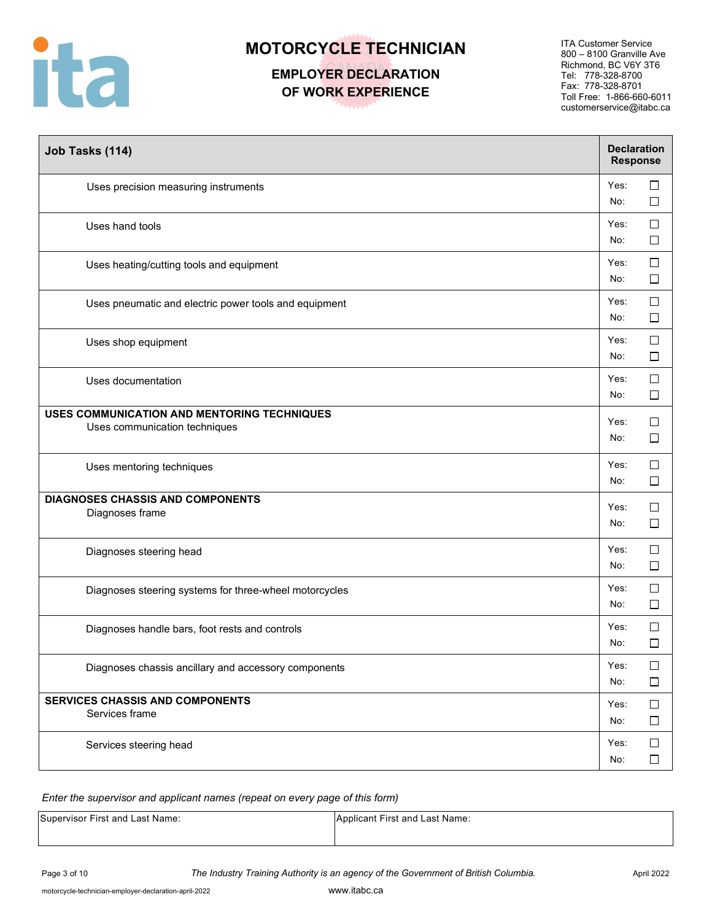# MOTORCYCLE TECHNICIAN

## EMPLOYER DECLARATION OF WORK EXPERIENCE

ITA Customer Service
800 – 8100 Granville Ave
Richmond, BC V6Y 3T6
Tel: 778-328-8700
Fax: 778-328-8701
Toll Free: 1-866-660-6011
customerservice@itabc.ca

| Job Tasks (114) | Declaration Response |
|---|---|
| Uses precision measuring instruments | Yes: ☐ No: ☐ |
| Uses hand tools | Yes: ☐ No: ☐ |
| Uses heating/cutting tools and equipment | Yes: ☐ No: ☐ |
| Uses pneumatic and electric power tools and equipment | Yes: ☐ No: ☐ |
| Uses shop equipment | Yes: ☐ No: ☐ |
| Uses documentation | Yes: ☐ No: ☐ |
| **USES COMMUNICATION AND MENTORING TECHNIQUES** Uses communication techniques | Yes: ☐ No: ☐ |
| Uses mentoring techniques | Yes: ☐ No: ☐ |
| **DIAGNOSES CHASSIS AND COMPONENTS** Diagnoses frame | Yes: ☐ No: ☐ |
| Diagnoses steering head | Yes: ☐ No: ☐ |
| Diagnoses steering systems for three-wheel motorcycles | Yes: ☐ No: ☐ |
| Diagnoses handle bars, foot rests and controls | Yes: ☐ No: ☐ |
| Diagnoses chassis ancillary and accessory components | Yes: ☐ No: ☐ |
| **SERVICES CHASSIS AND COMPONENTS** Services frame | Yes: ☐ No: ☐ |
| Services steering head | Yes: ☐ No: ☐ |

*Enter the supervisor and applicant names (repeat on every page of this form)*

| Supervisor First and Last Name: | Applicant First and Last Name: |
|---|---|
| | |

*The Industry Training Authority is an agency of the Government of British Columbia.*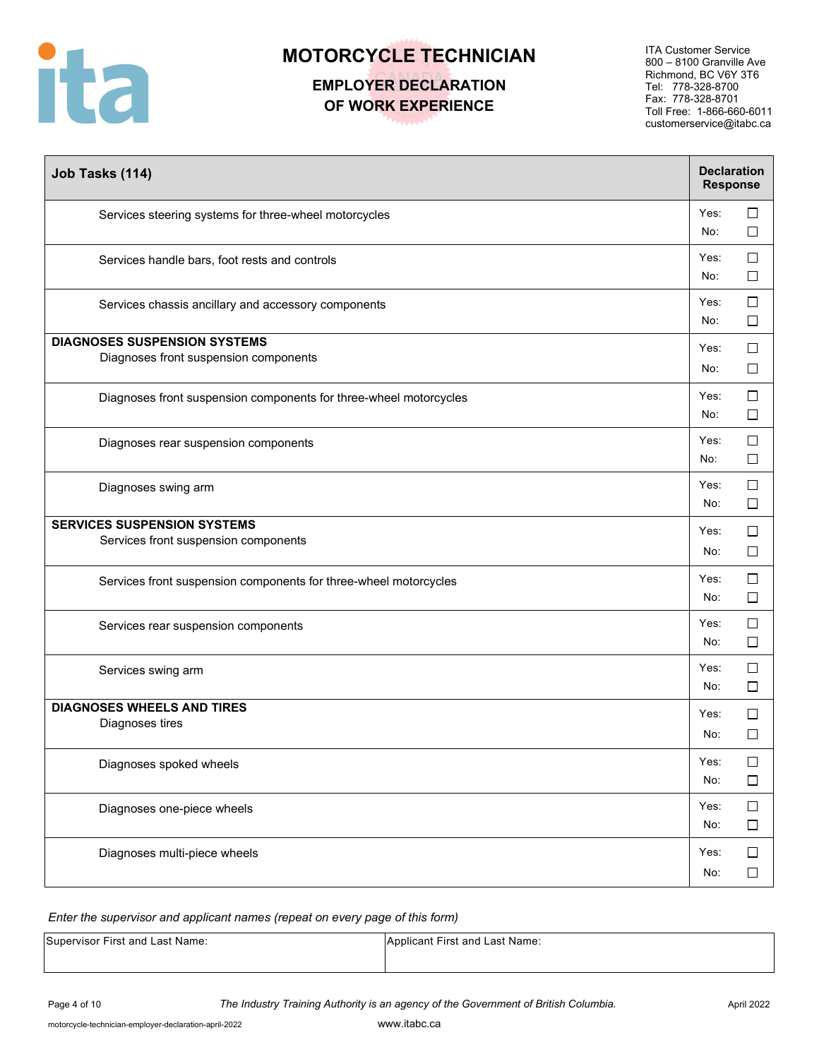# MOTORCYCLE TECHNICIAN

## EMPLOYER DECLARATION OF WORK EXPERIENCE

ITA Customer Service
800 – 8100 Granville Ave
Richmond, BC V6Y 3T6
Tel: 778-328-8700
Fax: 778-328-8701
Toll Free: 1-866-660-6011
customerservice@itabc.ca

| Job Tasks (114) | Declaration Response |
|---|---|
| Services steering systems for three-wheel motorcycles | Yes: ☐ No: ☐ |
| Services handle bars, foot rests and controls | Yes: ☐ No: ☐ |
| Services chassis ancillary and accessory components | Yes: ☐ No: ☐ |
| **DIAGNOSES SUSPENSION SYSTEMS** Diagnoses front suspension components | Yes: ☐ No: ☐ |
| Diagnoses front suspension components for three-wheel motorcycles | Yes: ☐ No: ☐ |
| Diagnoses rear suspension components | Yes: ☐ No: ☐ |
| Diagnoses swing arm | Yes: ☐ No: ☐ |
| **SERVICES SUSPENSION SYSTEMS** Services front suspension components | Yes: ☐ No: ☐ |
| Services front suspension components for three-wheel motorcycles | Yes: ☐ No: ☐ |
| Services rear suspension components | Yes: ☐ No: ☐ |
| Services swing arm | Yes: ☐ No: ☐ |
| **DIAGNOSES WHEELS AND TIRES** Diagnoses tires | Yes: ☐ No: ☐ |
| Diagnoses spoked wheels | Yes: ☐ No: ☐ |
| Diagnoses one-piece wheels | Yes: ☐ No: ☐ |
| Diagnoses multi-piece wheels | Yes: ☐ No: ☐ |

*Enter the supervisor and applicant names (repeat on every page of this form)*

| Supervisor First and Last Name: | Applicant First and Last Name: |
|---|---|
| | |

*The Industry Training Authority is an agency of the Government of British Columbia.*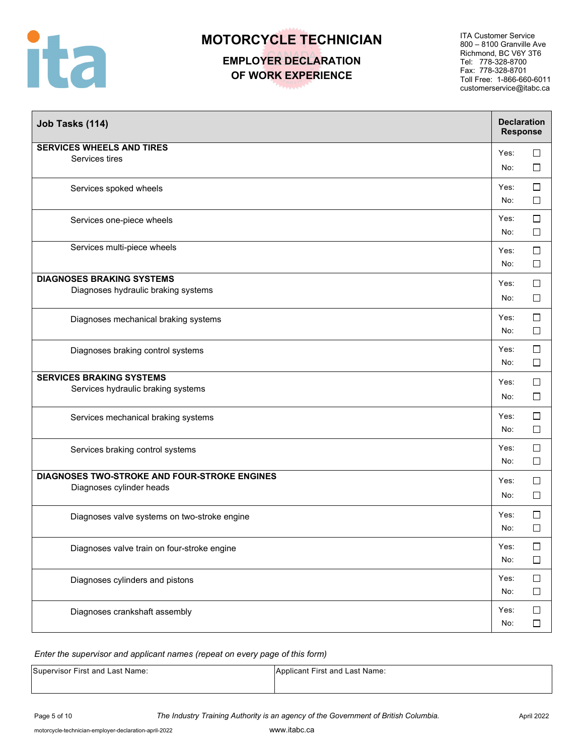# MOTORCYCLE TECHNICIAN

## EMPLOYER DECLARATION OF WORK EXPERIENCE

ITA Customer Service
800 – 8100 Granville Ave
Richmond, BC V6Y 3T6
Tel: 778-328-8700
Fax: 778-328-8701
Toll Free: 1-866-660-6011
customerservice@itabc.ca

| Job Tasks (114) | Declaration Response |
|---|---|
| **SERVICES WHEELS AND TIRES**<br>Services tires | Yes: ☐<br>No: ☐ |
| Services spoked wheels | Yes: ☐<br>No: ☐ |
| Services one-piece wheels | Yes: ☐<br>No: ☐ |
| Services multi-piece wheels | Yes: ☐<br>No: ☐ |
| **DIAGNOSES BRAKING SYSTEMS**<br>Diagnoses hydraulic braking systems | Yes: ☐<br>No: ☐ |
| Diagnoses mechanical braking systems | Yes: ☐<br>No: ☐ |
| Diagnoses braking control systems | Yes: ☐<br>No: ☐ |
| **SERVICES BRAKING SYSTEMS**<br>Services hydraulic braking systems | Yes: ☐<br>No: ☐ |
| Services mechanical braking systems | Yes: ☐<br>No: ☐ |
| Services braking control systems | Yes: ☐<br>No: ☐ |
| **DIAGNOSES TWO-STROKE AND FOUR-STROKE ENGINES**<br>Diagnoses cylinder heads | Yes: ☐<br>No: ☐ |
| Diagnoses valve systems on two-stroke engine | Yes: ☐<br>No: ☐ |
| Diagnoses valve train on four-stroke engine | Yes: ☐<br>No: ☐ |
| Diagnoses cylinders and pistons | Yes: ☐<br>No: ☐ |
| Diagnoses crankshaft assembly | Yes: ☐<br>No: ☐ |

*Enter the supervisor and applicant names (repeat on every page of this form)*

| Supervisor First and Last Name: | Applicant First and Last Name: |
|---|---|
| | |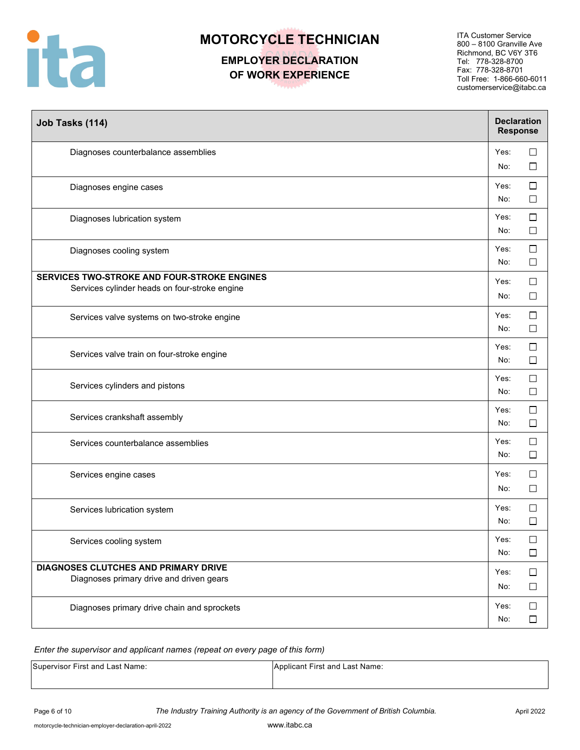# MOTORCYCLE TECHNICIAN

## EMPLOYER DECLARATION OF WORK EXPERIENCE

ITA Customer Service
800 – 8100 Granville Ave
Richmond, BC V6Y 3T6
Tel: 778-328-8700
Fax: 778-328-8701
Toll Free: 1-866-660-6011
customerservice@itabc.ca

| Job Tasks (114) | Declaration Response |
|---|---|
| Diagnoses counterbalance assemblies | Yes: ☐ No: ☐ |
| Diagnoses engine cases | Yes: ☐ No: ☐ |
| Diagnoses lubrication system | Yes: ☐ No: ☐ |
| Diagnoses cooling system | Yes: ☐ No: ☐ |
| **SERVICES TWO-STROKE AND FOUR-STROKE ENGINES** Services cylinder heads on four-stroke engine | Yes: ☐ No: ☐ |
| Services valve systems on two-stroke engine | Yes: ☐ No: ☐ |
| Services valve train on four-stroke engine | Yes: ☐ No: ☐ |
| Services cylinders and pistons | Yes: ☐ No: ☐ |
| Services crankshaft assembly | Yes: ☐ No: ☐ |
| Services counterbalance assemblies | Yes: ☐ No: ☐ |
| Services engine cases | Yes: ☐ No: ☐ |
| Services lubrication system | Yes: ☐ No: ☐ |
| Services cooling system | Yes: ☐ No: ☐ |
| **DIAGNOSES CLUTCHES AND PRIMARY DRIVE** Diagnoses primary drive and driven gears | Yes: ☐ No: ☐ |
| Diagnoses primary drive chain and sprockets | Yes: ☐ No: ☐ |

*Enter the supervisor and applicant names (repeat on every page of this form)*

| Supervisor First and Last Name: | Applicant First and Last Name: |
|---|---|
| | |

*The Industry Training Authority is an agency of the Government of British Columbia.*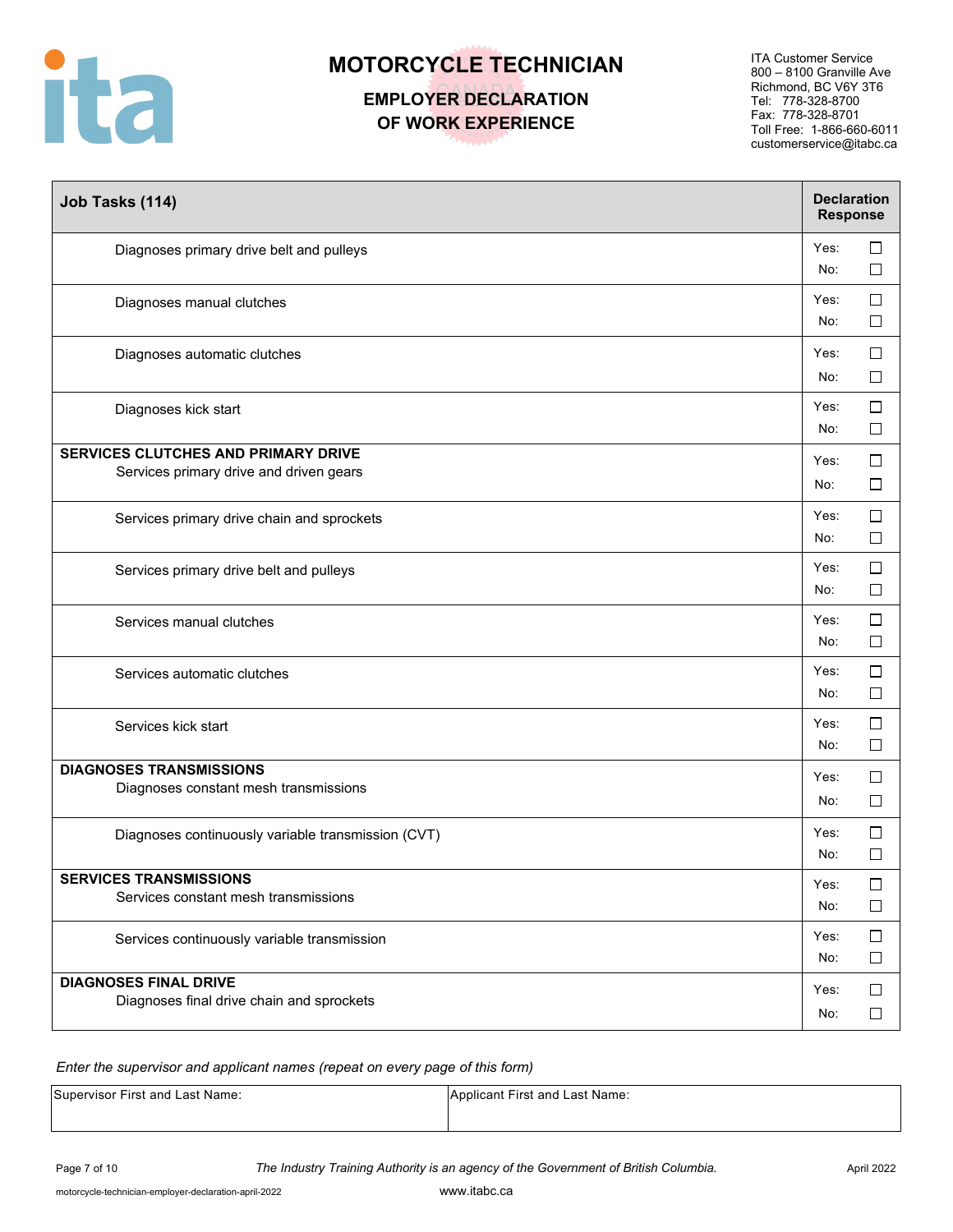# MOTORCYCLE TECHNICIAN

## EMPLOYER DECLARATION OF WORK EXPERIENCE

ITA Customer Service
800 – 8100 Granville Ave
Richmond, BC V6Y 3T6
Tel: 778-328-8700
Fax: 778-328-8701
Toll Free: 1-866-660-6011
customerservice@itabc.ca

| Job Tasks (114) | Declaration Response |
|---|---|
| Diagnoses primary drive belt and pulleys | Yes: ☐ No: ☐ |
| Diagnoses manual clutches | Yes: ☐ No: ☐ |
| Diagnoses automatic clutches | Yes: ☐ No: ☐ |
| Diagnoses kick start | Yes: ☐ No: ☐ |
| **SERVICES CLUTCHES AND PRIMARY DRIVE** Services primary drive and driven gears | Yes: ☐ No: ☐ |
| Services primary drive chain and sprockets | Yes: ☐ No: ☐ |
| Services primary drive belt and pulleys | Yes: ☐ No: ☐ |
| Services manual clutches | Yes: ☐ No: ☐ |
| Services automatic clutches | Yes: ☐ No: ☐ |
| Services kick start | Yes: ☐ No: ☐ |
| **DIAGNOSES TRANSMISSIONS** Diagnoses constant mesh transmissions | Yes: ☐ No: ☐ |
| Diagnoses continuously variable transmission (CVT) | Yes: ☐ No: ☐ |
| **SERVICES TRANSMISSIONS** Services constant mesh transmissions | Yes: ☐ No: ☐ |
| Services continuously variable transmission | Yes: ☐ No: ☐ |
| **DIAGNOSES FINAL DRIVE** Diagnoses final drive chain and sprockets | Yes: ☐ No: ☐ |

*Enter the supervisor and applicant names (repeat on every page of this form)*

| Supervisor First and Last Name: | Applicant First and Last Name: |
|---|---|
| | |

*The Industry Training Authority is an agency of the Government of British Columbia.*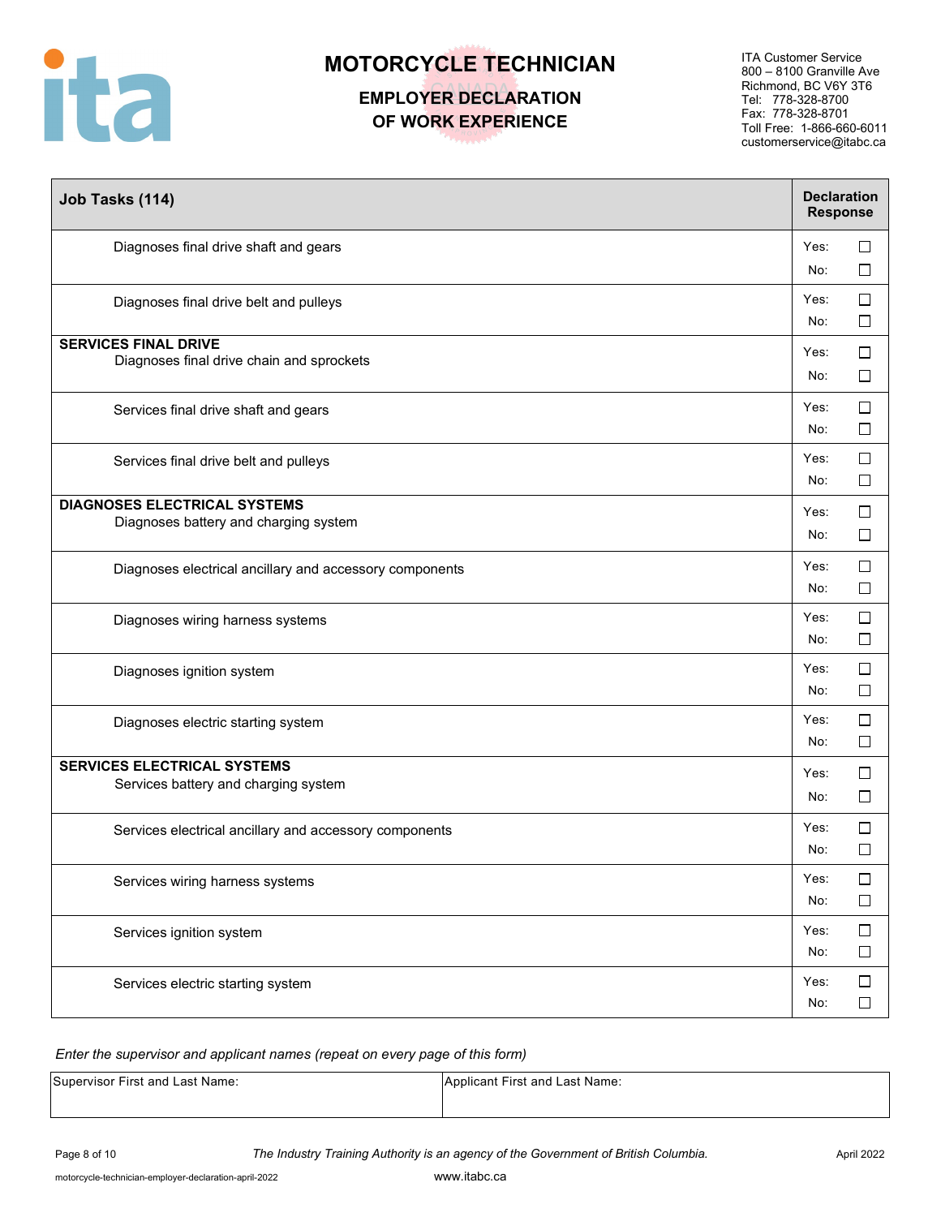# MOTORCYCLE TECHNICIAN

## EMPLOYER DECLARATION OF WORK EXPERIENCE

ITA Customer Service
800 – 8100 Granville Ave
Richmond, BC V6Y 3T6
Tel: 778-328-8700
Fax: 778-328-8701
Toll Free: 1-866-660-6011
customerservice@itabc.ca

| Job Tasks (114) | Declaration Response |
|---|---|
| Diagnoses final drive shaft and gears | Yes: ☐ No: ☐ |
| Diagnoses final drive belt and pulleys | Yes: ☐ No: ☐ |
| **SERVICES FINAL DRIVE** Diagnoses final drive chain and sprockets | Yes: ☐ No: ☐ |
| Services final drive shaft and gears | Yes: ☐ No: ☐ |
| Services final drive belt and pulleys | Yes: ☐ No: ☐ |
| **DIAGNOSES ELECTRICAL SYSTEMS** Diagnoses battery and charging system | Yes: ☐ No: ☐ |
| Diagnoses electrical ancillary and accessory components | Yes: ☐ No: ☐ |
| Diagnoses wiring harness systems | Yes: ☐ No: ☐ |
| Diagnoses ignition system | Yes: ☐ No: ☐ |
| Diagnoses electric starting system | Yes: ☐ No: ☐ |
| **SERVICES ELECTRICAL SYSTEMS** Services battery and charging system | Yes: ☐ No: ☐ |
| Services electrical ancillary and accessory components | Yes: ☐ No: ☐ |
| Services wiring harness systems | Yes: ☐ No: ☐ |
| Services ignition system | Yes: ☐ No: ☐ |
| Services electric starting system | Yes: ☐ No: ☐ |

*Enter the supervisor and applicant names (repeat on every page of this form)*

| Supervisor First and Last Name: | Applicant First and Last Name: |
|---|---|
| | |

*The Industry Training Authority is an agency of the Government of British Columbia.*

April 2022

motorcycle-technician-employer-declaration-april-2022

www.itabc.ca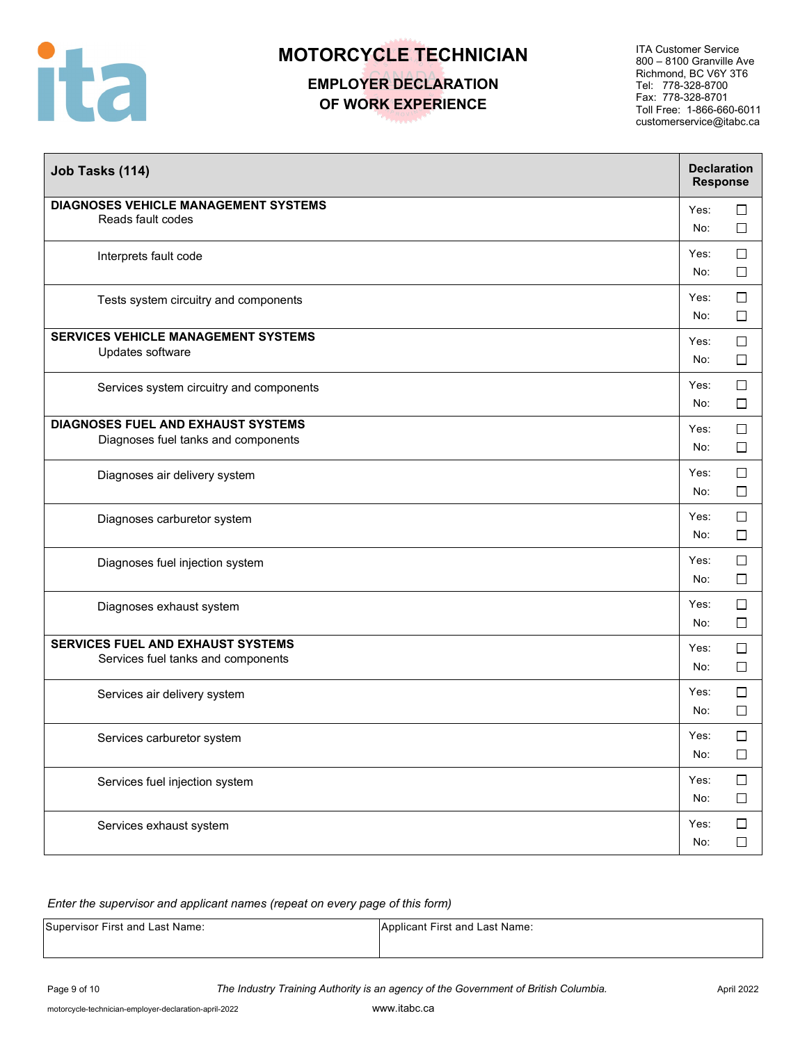# MOTORCYCLE TECHNICIAN

## EMPLOYER DECLARATION OF WORK EXPERIENCE

ITA Customer Service
800 – 8100 Granville Ave
Richmond, BC V6Y 3T6
Tel: 778-328-8700
Fax: 778-328-8701
Toll Free: 1-866-660-6011
customerservice@itabc.ca

| Job Tasks (114) | Declaration Response |
|---|---|
| **DIAGNOSES VEHICLE MANAGEMENT SYSTEMS** Reads fault codes | Yes: ☐ No: ☐ |
| Interprets fault code | Yes: ☐ No: ☐ |
| Tests system circuitry and components | Yes: ☐ No: ☐ |
| **SERVICES VEHICLE MANAGEMENT SYSTEMS** Updates software | Yes: ☐ No: ☐ |
| Services system circuitry and components | Yes: ☐ No: ☐ |
| **DIAGNOSES FUEL AND EXHAUST SYSTEMS** Diagnoses fuel tanks and components | Yes: ☐ No: ☐ |
| Diagnoses air delivery system | Yes: ☐ No: ☐ |
| Diagnoses carburetor system | Yes: ☐ No: ☐ |
| Diagnoses fuel injection system | Yes: ☐ No: ☐ |
| Diagnoses exhaust system | Yes: ☐ No: ☐ |
| **SERVICES FUEL AND EXHAUST SYSTEMS** Services fuel tanks and components | Yes: ☐ No: ☐ |
| Services air delivery system | Yes: ☐ No: ☐ |
| Services carburetor system | Yes: ☐ No: ☐ |
| Services fuel injection system | Yes: ☐ No: ☐ |
| Services exhaust system | Yes: ☐ No: ☐ |

*Enter the supervisor and applicant names (repeat on every page of this form)*

| Supervisor First and Last Name: | Applicant First and Last Name: |
|---|---|
| | |

*The Industry Training Authority is an agency of the Government of British Columbia.*

www.itabc.ca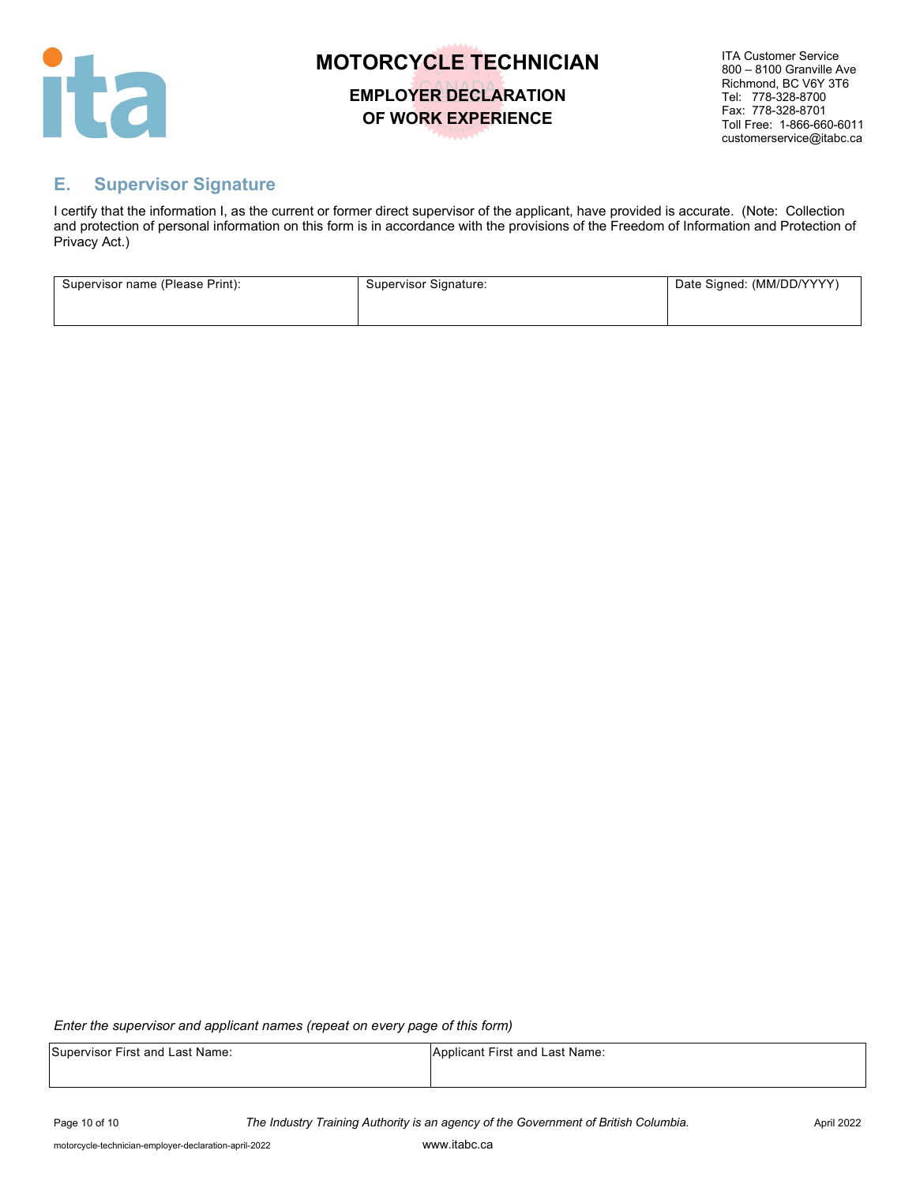# MOTORCYCLE TECHNICIAN

## EMPLOYER DECLARATION OF WORK EXPERIENCE

ITA Customer Service
800 – 8100 Granville Ave
Richmond, BC V6Y 3T6
Tel: 778-328-8700
Fax: 778-328-8701
Toll Free: 1-866-660-6011
customerservice@itabc.ca

## E. Supervisor Signature

I certify that the information I, as the current or former direct supervisor of the applicant, have provided is accurate. (Note: Collection and protection of personal information on this form is in accordance with the provisions of the Freedom of Information and Protection of Privacy Act.)

| Supervisor name (Please Print): | Supervisor Signature: | Date Signed: (MM/DD/YYYY) |
|---|---|---|
| | | |

*Enter the supervisor and applicant names (repeat on every page of this form)*

| Supervisor First and Last Name: | Applicant First and Last Name: |
|---|---|
| | |

*The Industry Training Authority is an agency of the Government of British Columbia.*

www.itabc.ca